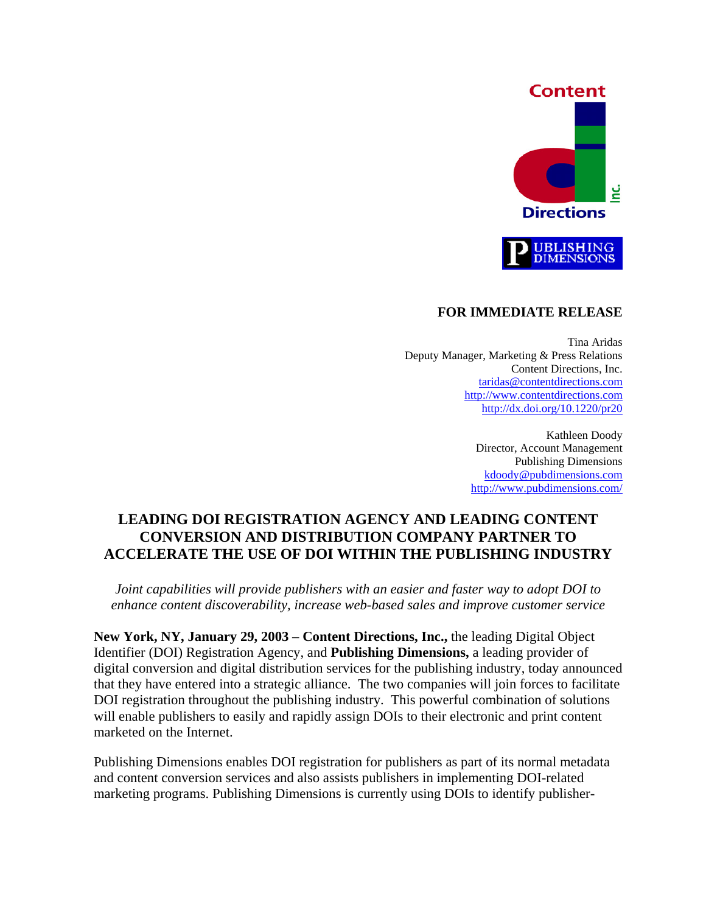Content Directions Inc.

PUBLISHING DIMENSIONS

**FOR IMMEDIATE RELEASE**

Tina Aridas
Deputy Manager, Marketing & Press Relations
Content Directions, Inc.
taridas@contentdirections.com
http://www.contentdirections.com
http://dx.doi.org/10.1220/pr20

Kathleen Doody
Director, Account Management
Publishing Dimensions
kdoody@pubdimensions.com
http://www.pubdimensions.com/

# LEADING DOI REGISTRATION AGENCY AND LEADING CONTENT CONVERSION AND DISTRIBUTION COMPANY PARTNER TO ACCELERATE THE USE OF DOI WITHIN THE PUBLISHING INDUSTRY

*Joint capabilities will provide publishers with an easier and faster way to adopt DOI to enhance content discoverability, increase web-based sales and improve customer service*

**New York, NY, January 29, 2003** – **Content Directions, Inc.,** the leading Digital Object Identifier (DOI) Registration Agency, and **Publishing Dimensions,** a leading provider of digital conversion and digital distribution services for the publishing industry, today announced that they have entered into a strategic alliance. The two companies will join forces to facilitate DOI registration throughout the publishing industry. This powerful combination of solutions will enable publishers to easily and rapidly assign DOIs to their electronic and print content marketed on the Internet.

Publishing Dimensions enables DOI registration for publishers as part of its normal metadata and content conversion services and also assists publishers in implementing DOI-related marketing programs. Publishing Dimensions is currently using DOIs to identify publisher-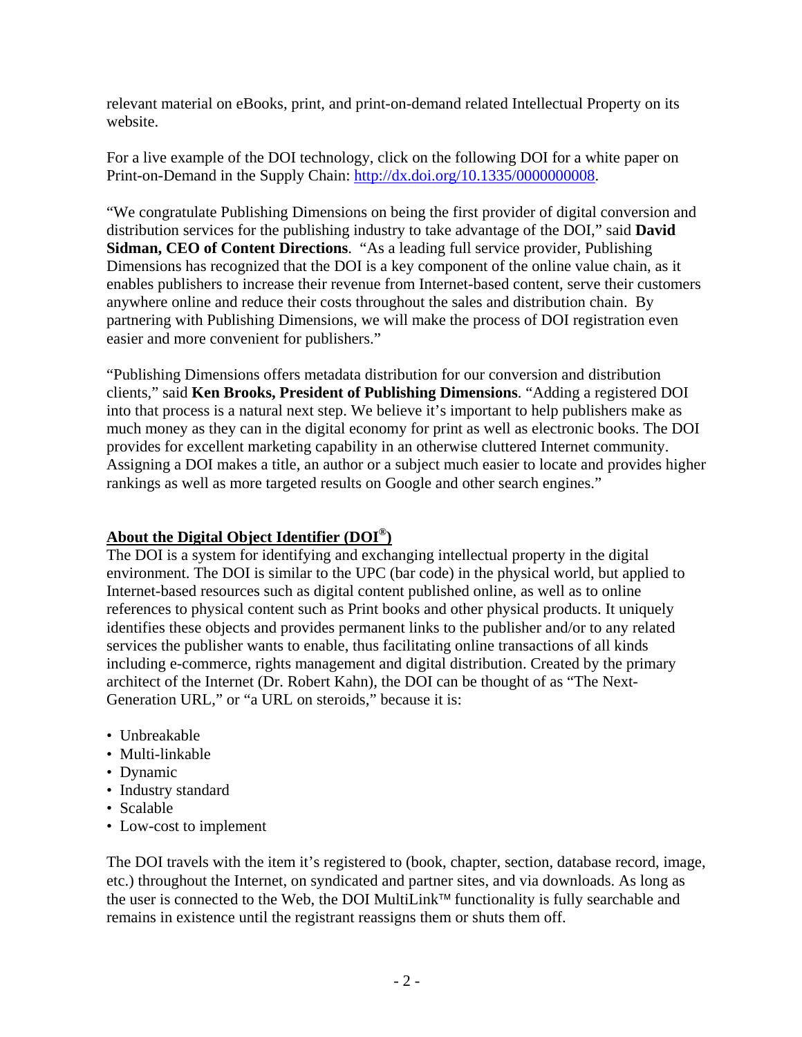relevant material on eBooks, print, and print-on-demand related Intellectual Property on its website.

For a live example of the DOI technology, click on the following DOI for a white paper on Print-on-Demand in the Supply Chain: [http://dx.doi.org/10.1335/0000000008](http://dx.doi.org/10.1335/0000000008).

"We congratulate Publishing Dimensions on being the first provider of digital conversion and distribution services for the publishing industry to take advantage of the DOI," said **David Sidman, CEO of Content Directions**. "As a leading full service provider, Publishing Dimensions has recognized that the DOI is a key component of the online value chain, as it enables publishers to increase their revenue from Internet-based content, serve their customers anywhere online and reduce their costs throughout the sales and distribution chain. By partnering with Publishing Dimensions, we will make the process of DOI registration even easier and more convenient for publishers."

"Publishing Dimensions offers metadata distribution for our conversion and distribution clients," said **Ken Brooks, President of Publishing Dimensions**. "Adding a registered DOI into that process is a natural next step. We believe it's important to help publishers make as much money as they can in the digital economy for print as well as electronic books. The DOI provides for excellent marketing capability in an otherwise cluttered Internet community. Assigning a DOI makes a title, an author or a subject much easier to locate and provides higher rankings as well as more targeted results on Google and other search engines."

**About the Digital Object Identifier (DOI®)**

The DOI is a system for identifying and exchanging intellectual property in the digital environment. The DOI is similar to the UPC (bar code) in the physical world, but applied to Internet-based resources such as digital content published online, as well as to online references to physical content such as Print books and other physical products. It uniquely identifies these objects and provides permanent links to the publisher and/or to any related services the publisher wants to enable, thus facilitating online transactions of all kinds including e-commerce, rights management and digital distribution. Created by the primary architect of the Internet (Dr. Robert Kahn), the DOI can be thought of as "The Next-Generation URL," or "a URL on steroids," because it is:

- Unbreakable
- Multi-linkable
- Dynamic
- Industry standard
- Scalable
- Low-cost to implement

The DOI travels with the item it's registered to (book, chapter, section, database record, image, etc.) throughout the Internet, on syndicated and partner sites, and via downloads. As long as the user is connected to the Web, the DOI MultiLink™ functionality is fully searchable and remains in existence until the registrant reassigns them or shuts them off.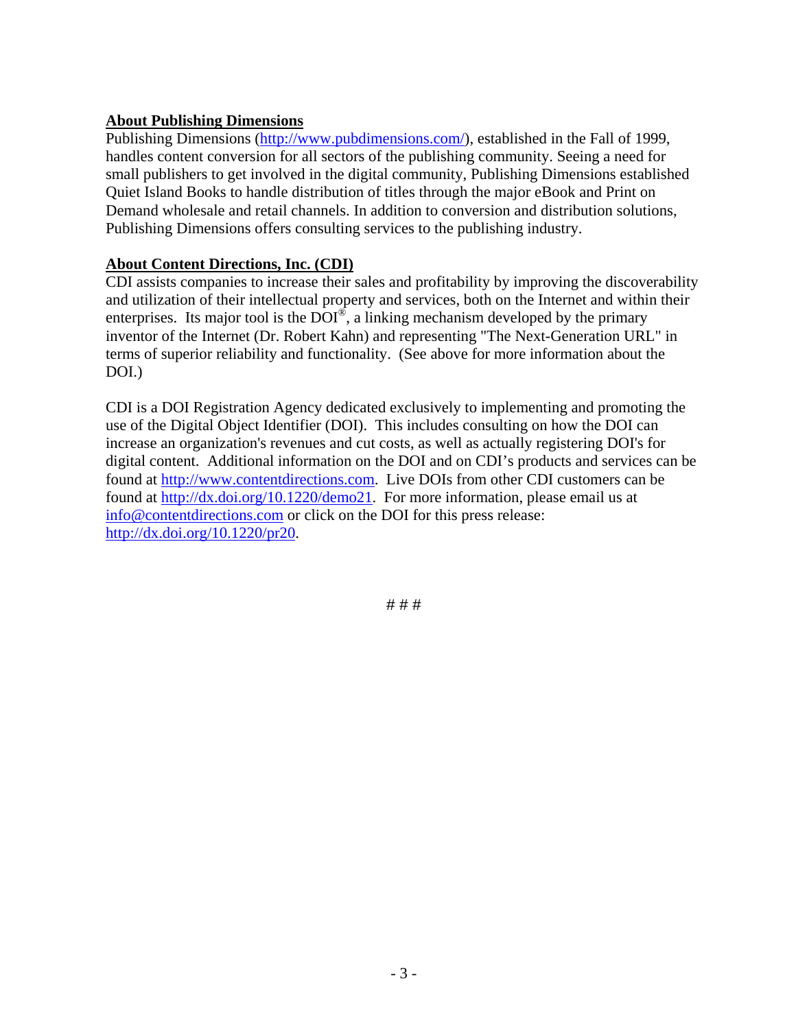**About Publishing Dimensions**

Publishing Dimensions (http://www.pubdimensions.com/), established in the Fall of 1999, handles content conversion for all sectors of the publishing community. Seeing a need for small publishers to get involved in the digital community, Publishing Dimensions established Quiet Island Books to handle distribution of titles through the major eBook and Print on Demand wholesale and retail channels. In addition to conversion and distribution solutions, Publishing Dimensions offers consulting services to the publishing industry.

**About Content Directions, Inc. (CDI)**

CDI assists companies to increase their sales and profitability by improving the discoverability and utilization of their intellectual property and services, both on the Internet and within their enterprises. Its major tool is the DOI®, a linking mechanism developed by the primary inventor of the Internet (Dr. Robert Kahn) and representing "The Next-Generation URL" in terms of superior reliability and functionality. (See above for more information about the DOI.)

CDI is a DOI Registration Agency dedicated exclusively to implementing and promoting the use of the Digital Object Identifier (DOI). This includes consulting on how the DOI can increase an organization's revenues and cut costs, as well as actually registering DOI's for digital content. Additional information on the DOI and on CDI's products and services can be found at http://www.contentdirections.com. Live DOIs from other CDI customers can be found at http://dx.doi.org/10.1220/demo21. For more information, please email us at info@contentdirections.com or click on the DOI for this press release: http://dx.doi.org/10.1220/pr20.

# # #